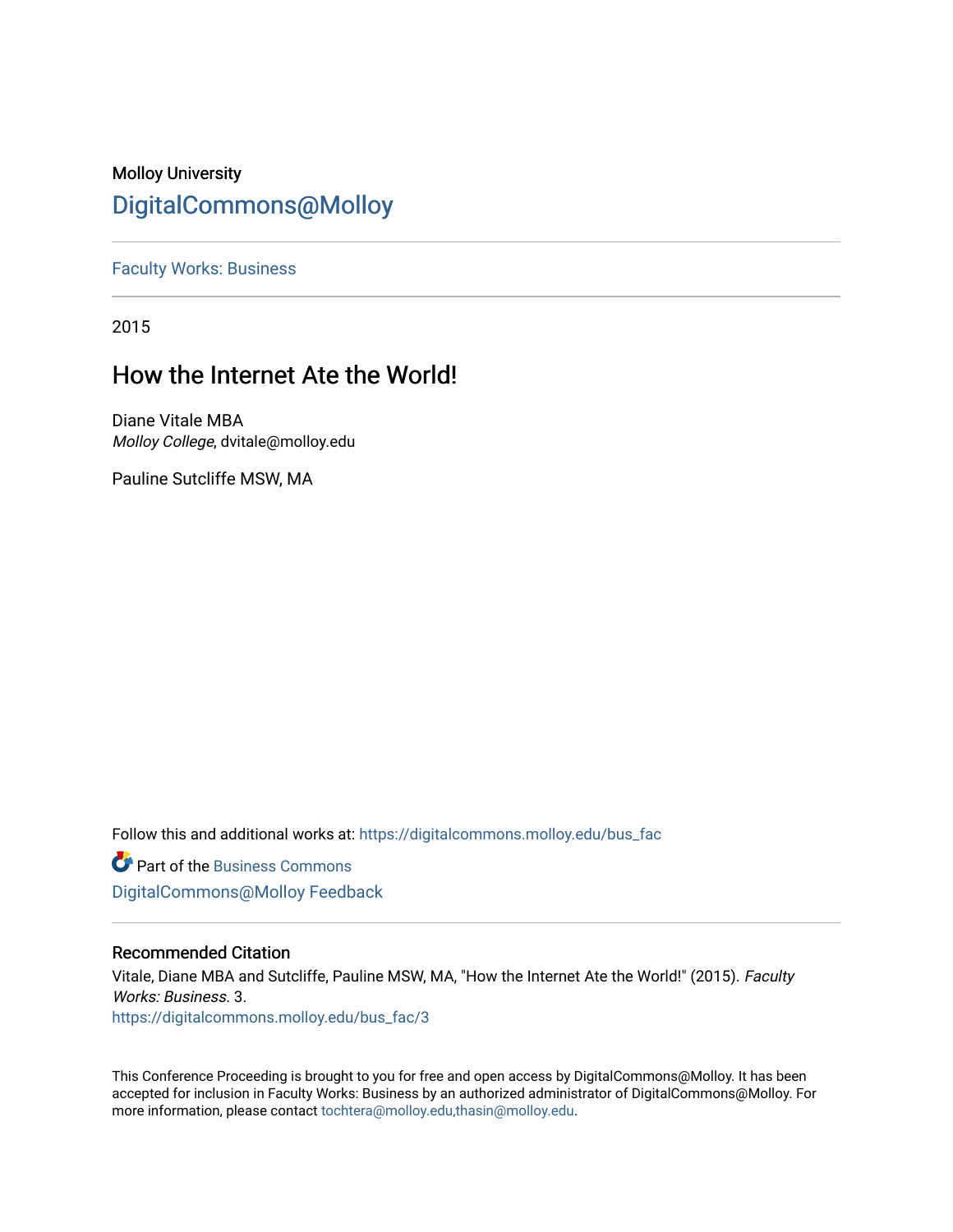Molloy University

DigitalCommons@Molloy

Faculty Works: Business

2015

# How the Internet Ate the World!

Diane Vitale MBA
*Molloy College*, dvitale@molloy.edu

Pauline Sutcliffe MSW, MA

Follow this and additional works at: https://digitalcommons.molloy.edu/bus_fac

Part of the Business Commons

DigitalCommons@Molloy Feedback

## Recommended Citation

Vitale, Diane MBA and Sutcliffe, Pauline MSW, MA, "How the Internet Ate the World!" (2015). *Faculty Works: Business*. 3.
https://digitalcommons.molloy.edu/bus_fac/3

This Conference Proceeding is brought to you for free and open access by DigitalCommons@Molloy. It has been accepted for inclusion in Faculty Works: Business by an authorized administrator of DigitalCommons@Molloy. For more information, please contact tochtera@molloy.edu,thasin@molloy.edu.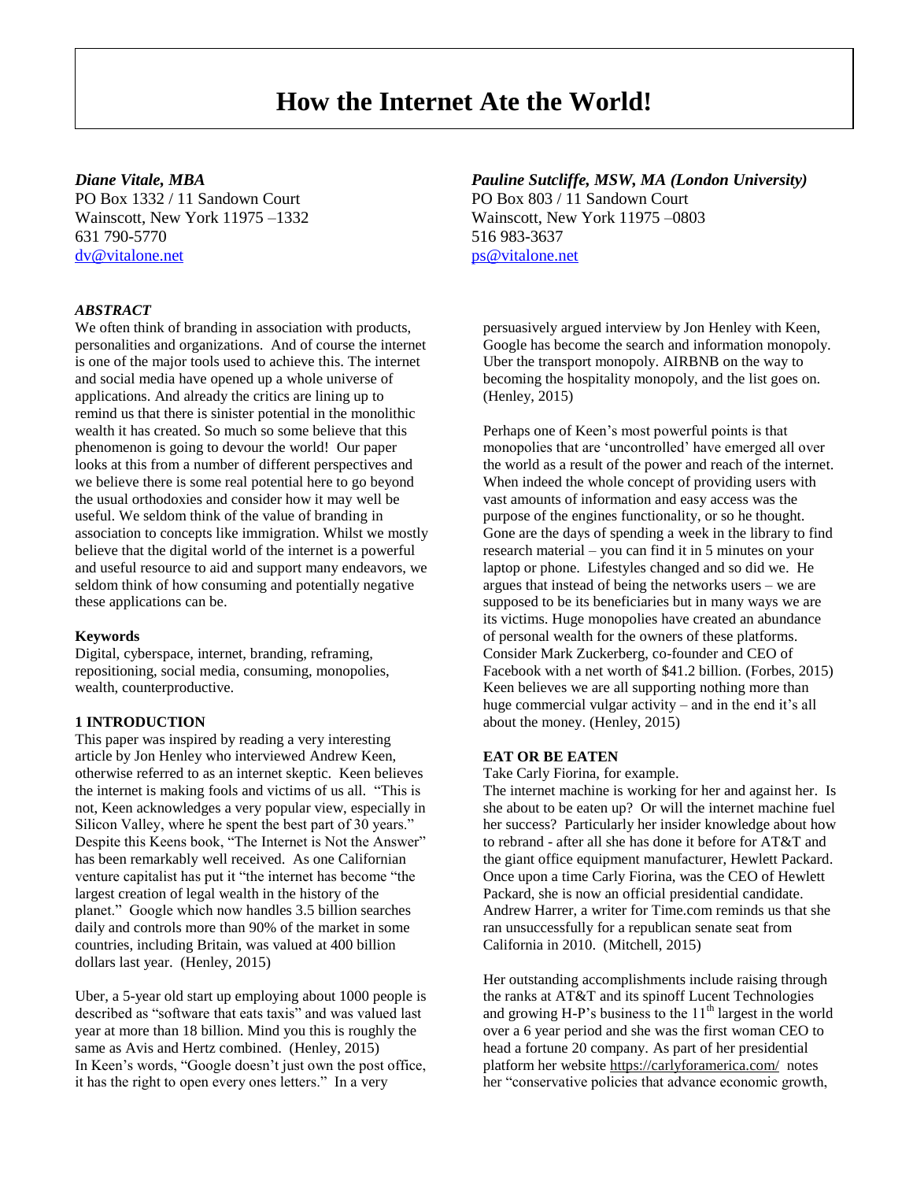# How the Internet Ate the World!

***Diane Vitale, MBA***
PO Box 1332 / 11 Sandown Court
Wainscott, New York 11975 –1332
631 790-5770
dv@vitalone.net

***Pauline Sutcliffe, MSW, MA (London University)***
PO Box 803 / 11 Sandown Court
Wainscott, New York 11975 –0803
516 983-3637
ps@vitalone.net

### *ABSTRACT*

We often think of branding in association with products, personalities and organizations. And of course the internet is one of the major tools used to achieve this. The internet and social media have opened up a whole universe of applications. And already the critics are lining up to remind us that there is sinister potential in the monolithic wealth it has created. So much so some believe that this phenomenon is going to devour the world! Our paper looks at this from a number of different perspectives and we believe there is some real potential here to go beyond the usual orthodoxies and consider how it may well be useful. We seldom think of the value of branding in association to concepts like immigration. Whilst we mostly believe that the digital world of the internet is a powerful and useful resource to aid and support many endeavors, we seldom think of how consuming and potentially negative these applications can be.

**Keywords**

Digital, cyberspace, internet, branding, reframing, repositioning, social media, consuming, monopolies, wealth, counterproductive.

## 1 INTRODUCTION

This paper was inspired by reading a very interesting article by Jon Henley who interviewed Andrew Keen, otherwise referred to as an internet skeptic. Keen believes the internet is making fools and victims of us all. "This is not, Keen acknowledges a very popular view, especially in Silicon Valley, where he spent the best part of 30 years." Despite this Keens book, "The Internet is Not the Answer" has been remarkably well received. As one Californian venture capitalist has put it "the internet has become "the largest creation of legal wealth in the history of the planet." Google which now handles 3.5 billion searches daily and controls more than 90% of the market in some countries, including Britain, was valued at 400 billion dollars last year. (Henley, 2015)

Uber, a 5-year old start up employing about 1000 people is described as "software that eats taxis" and was valued last year at more than 18 billion. Mind you this is roughly the same as Avis and Hertz combined. (Henley, 2015)
In Keen's words, "Google doesn't just own the post office, it has the right to open every ones letters." In a very persuasively argued interview by Jon Henley with Keen, Google has become the search and information monopoly. Uber the transport monopoly. AIRBNB on the way to becoming the hospitality monopoly, and the list goes on. (Henley, 2015)

Perhaps one of Keen's most powerful points is that monopolies that are 'uncontrolled' have emerged all over the world as a result of the power and reach of the internet. When indeed the whole concept of providing users with vast amounts of information and easy access was the purpose of the engines functionality, or so he thought. Gone are the days of spending a week in the library to find research material – you can find it in 5 minutes on your laptop or phone. Lifestyles changed and so did we. He argues that instead of being the networks users – we are supposed to be its beneficiaries but in many ways we are its victims. Huge monopolies have created an abundance of personal wealth for the owners of these platforms. Consider Mark Zuckerberg, co-founder and CEO of Facebook with a net worth of $41.2 billion. (Forbes, 2015) Keen believes we are all supporting nothing more than huge commercial vulgar activity – and in the end it's all about the money. (Henley, 2015)

## EAT OR BE EATEN

Take Carly Fiorina, for example.
The internet machine is working for her and against her. Is she about to be eaten up? Or will the internet machine fuel her success? Particularly her insider knowledge about how to rebrand - after all she has done it before for AT&T and the giant office equipment manufacturer, Hewlett Packard. Once upon a time Carly Fiorina, was the CEO of Hewlett Packard, she is now an official presidential candidate. Andrew Harrer, a writer for Time.com reminds us that she ran unsuccessfully for a republican senate seat from California in 2010. (Mitchell, 2015)

Her outstanding accomplishments include raising through the ranks at AT&T and its spinoff Lucent Technologies and growing H-P's business to the 11th largest in the world over a 6 year period and she was the first woman CEO to head a fortune 20 company. As part of her presidential platform her website https://carlyforamerica.com/ notes her "conservative policies that advance economic growth,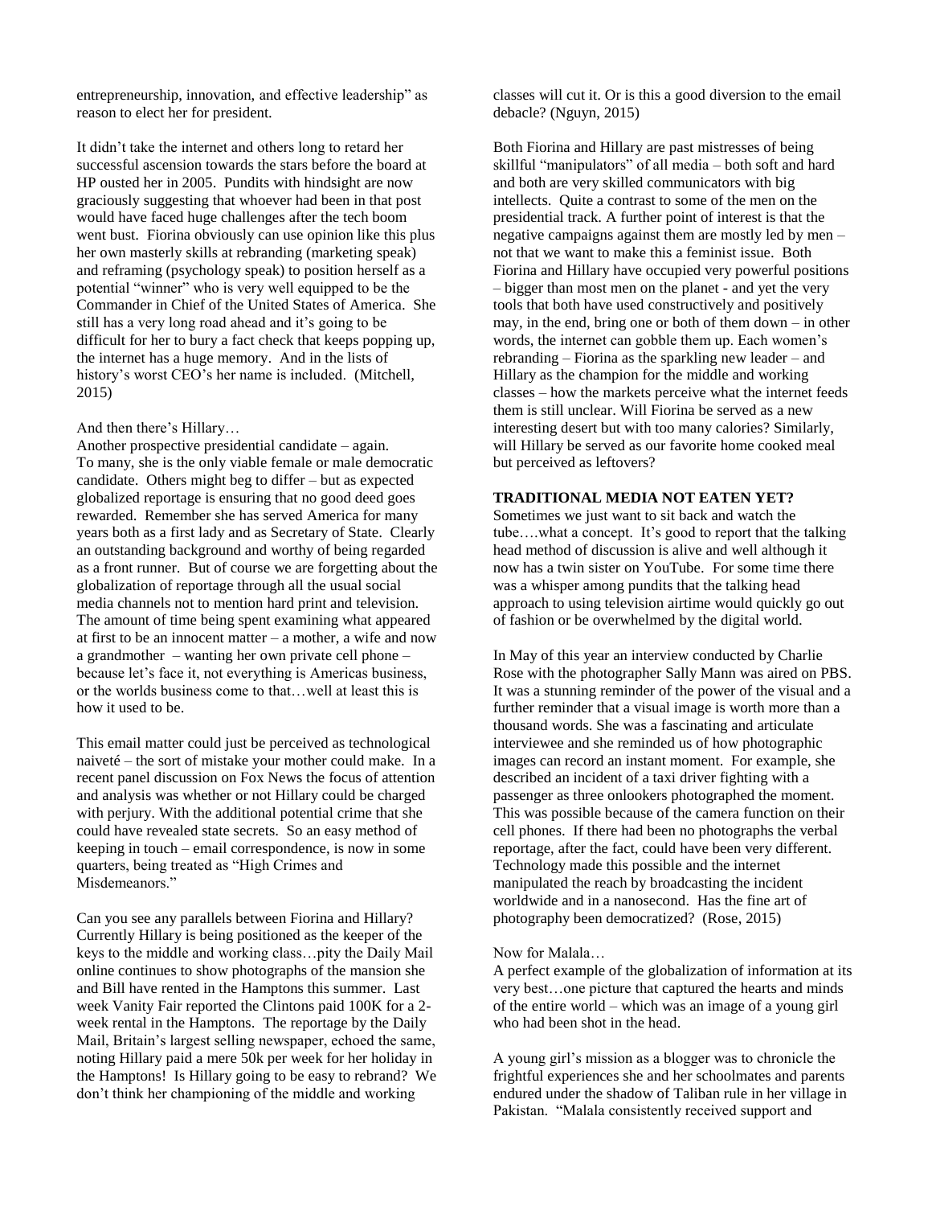entrepreneurship, innovation, and effective leadership" as reason to elect her for president.

It didn't take the internet and others long to retard her successful ascension towards the stars before the board at HP ousted her in 2005. Pundits with hindsight are now graciously suggesting that whoever had been in that post would have faced huge challenges after the tech boom went bust. Fiorina obviously can use opinion like this plus her own masterly skills at rebranding (marketing speak) and reframing (psychology speak) to position herself as a potential "winner" who is very well equipped to be the Commander in Chief of the United States of America. She still has a very long road ahead and it's going to be difficult for her to bury a fact check that keeps popping up, the internet has a huge memory. And in the lists of history's worst CEO's her name is included. (Mitchell, 2015)

And then there's Hillary…
Another prospective presidential candidate – again. To many, she is the only viable female or male democratic candidate. Others might beg to differ – but as expected globalized reportage is ensuring that no good deed goes rewarded. Remember she has served America for many years both as a first lady and as Secretary of State. Clearly an outstanding background and worthy of being regarded as a front runner. But of course we are forgetting about the globalization of reportage through all the usual social media channels not to mention hard print and television. The amount of time being spent examining what appeared at first to be an innocent matter – a mother, a wife and now a grandmother – wanting her own private cell phone – because let's face it, not everything is Americas business, or the worlds business come to that…well at least this is how it used to be.

This email matter could just be perceived as technological naiveté – the sort of mistake your mother could make. In a recent panel discussion on Fox News the focus of attention and analysis was whether or not Hillary could be charged with perjury. With the additional potential crime that she could have revealed state secrets. So an easy method of keeping in touch – email correspondence, is now in some quarters, being treated as "High Crimes and Misdemeanors."

Can you see any parallels between Fiorina and Hillary? Currently Hillary is being positioned as the keeper of the keys to the middle and working class…pity the Daily Mail online continues to show photographs of the mansion she and Bill have rented in the Hamptons this summer. Last week Vanity Fair reported the Clintons paid 100K for a 2-week rental in the Hamptons. The reportage by the Daily Mail, Britain's largest selling newspaper, echoed the same, noting Hillary paid a mere 50k per week for her holiday in the Hamptons! Is Hillary going to be easy to rebrand? We don't think her championing of the middle and working classes will cut it. Or is this a good diversion to the email debacle? (Nguyn, 2015)

Both Fiorina and Hillary are past mistresses of being skillful "manipulators" of all media – both soft and hard and both are very skilled communicators with big intellects. Quite a contrast to some of the men on the presidential track. A further point of interest is that the negative campaigns against them are mostly led by men – not that we want to make this a feminist issue. Both Fiorina and Hillary have occupied very powerful positions – bigger than most men on the planet - and yet the very tools that both have used constructively and positively may, in the end, bring one or both of them down – in other words, the internet can gobble them up. Each women's rebranding – Fiorina as the sparkling new leader – and Hillary as the champion for the middle and working classes – how the markets perceive what the internet feeds them is still unclear. Will Fiorina be served as a new interesting desert but with too many calories? Similarly, will Hillary be served as our favorite home cooked meal but perceived as leftovers?

**TRADITIONAL MEDIA NOT EATEN YET?**

Sometimes we just want to sit back and watch the tube….what a concept. It's good to report that the talking head method of discussion is alive and well although it now has a twin sister on YouTube. For some time there was a whisper among pundits that the talking head approach to using television airtime would quickly go out of fashion or be overwhelmed by the digital world.

In May of this year an interview conducted by Charlie Rose with the photographer Sally Mann was aired on PBS. It was a stunning reminder of the power of the visual and a further reminder that a visual image is worth more than a thousand words. She was a fascinating and articulate interviewee and she reminded us of how photographic images can record an instant moment. For example, she described an incident of a taxi driver fighting with a passenger as three onlookers photographed the moment. This was possible because of the camera function on their cell phones. If there had been no photographs the verbal reportage, after the fact, could have been very different. Technology made this possible and the internet manipulated the reach by broadcasting the incident worldwide and in a nanosecond. Has the fine art of photography been democratized? (Rose, 2015)

Now for Malala…
A perfect example of the globalization of information at its very best…one picture that captured the hearts and minds of the entire world – which was an image of a young girl who had been shot in the head.

A young girl's mission as a blogger was to chronicle the frightful experiences she and her schoolmates and parents endured under the shadow of Taliban rule in her village in Pakistan. "Malala consistently received support and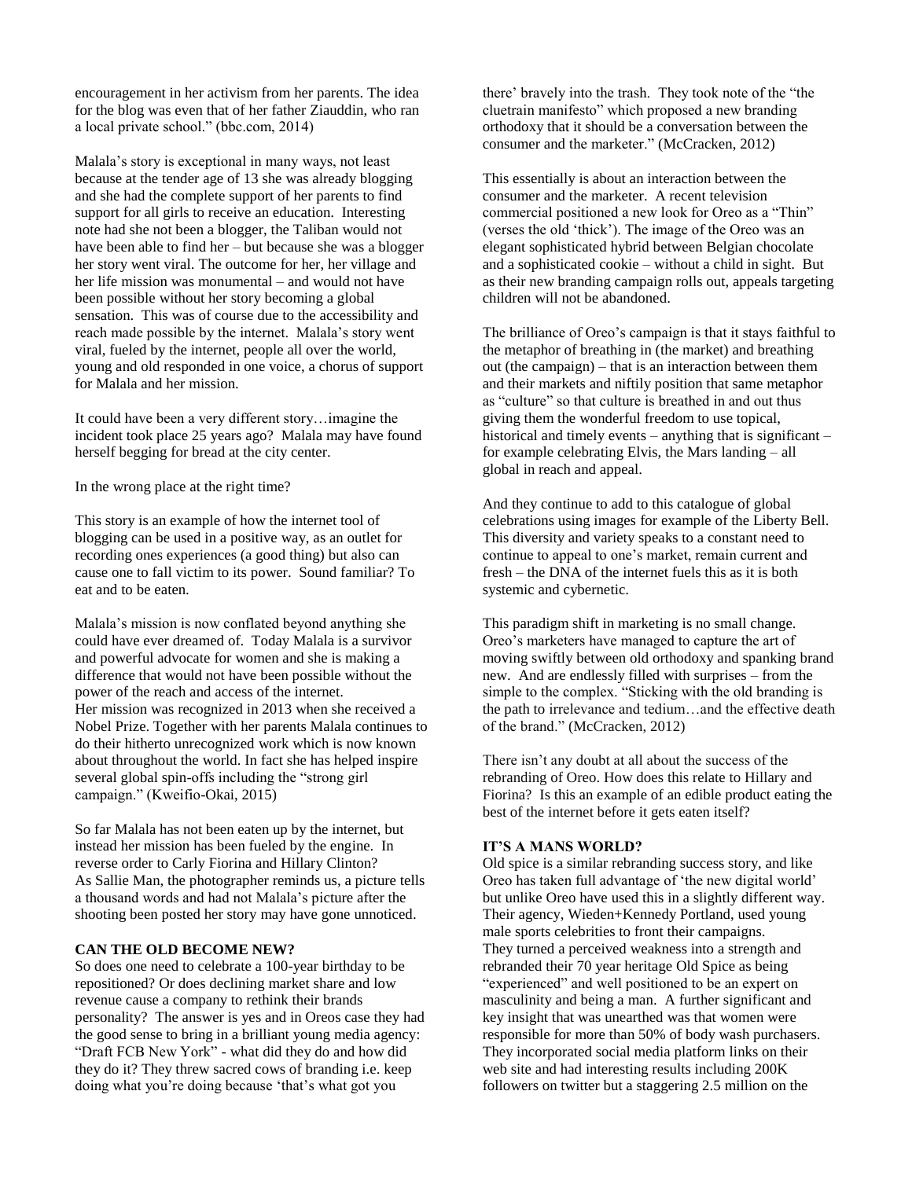encouragement in her activism from her parents. The idea for the blog was even that of her father Ziauddin, who ran a local private school." (bbc.com, 2014)

Malala's story is exceptional in many ways, not least because at the tender age of 13 she was already blogging and she had the complete support of her parents to find support for all girls to receive an education. Interesting note had she not been a blogger, the Taliban would not have been able to find her – but because she was a blogger her story went viral. The outcome for her, her village and her life mission was monumental – and would not have been possible without her story becoming a global sensation. This was of course due to the accessibility and reach made possible by the internet. Malala's story went viral, fueled by the internet, people all over the world, young and old responded in one voice, a chorus of support for Malala and her mission.

It could have been a very different story…imagine the incident took place 25 years ago? Malala may have found herself begging for bread at the city center.

In the wrong place at the right time?

This story is an example of how the internet tool of blogging can be used in a positive way, as an outlet for recording ones experiences (a good thing) but also can cause one to fall victim to its power. Sound familiar? To eat and to be eaten.

Malala's mission is now conflated beyond anything she could have ever dreamed of. Today Malala is a survivor and powerful advocate for women and she is making a difference that would not have been possible without the power of the reach and access of the internet.
Her mission was recognized in 2013 when she received a Nobel Prize. Together with her parents Malala continues to do their hitherto unrecognized work which is now known about throughout the world. In fact she has helped inspire several global spin-offs including the "strong girl campaign." (Kweifio-Okai, 2015)

So far Malala has not been eaten up by the internet, but instead her mission has been fueled by the engine. In reverse order to Carly Fiorina and Hillary Clinton? As Sallie Man, the photographer reminds us, a picture tells a thousand words and had not Malala's picture after the shooting been posted her story may have gone unnoticed.

**CAN THE OLD BECOME NEW?**

So does one need to celebrate a 100-year birthday to be repositioned? Or does declining market share and low revenue cause a company to rethink their brands personality? The answer is yes and in Oreos case they had the good sense to bring in a brilliant young media agency: "Draft FCB New York" - what did they do and how did they do it? They threw sacred cows of branding i.e. keep doing what you're doing because 'that's what got you there' bravely into the trash. They took note of the "the cluetrain manifesto" which proposed a new branding orthodoxy that it should be a conversation between the consumer and the marketer." (McCracken, 2012)

This essentially is about an interaction between the consumer and the marketer. A recent television commercial positioned a new look for Oreo as a "Thin" (verses the old 'thick'). The image of the Oreo was an elegant sophisticated hybrid between Belgian chocolate and a sophisticated cookie – without a child in sight. But as their new branding campaign rolls out, appeals targeting children will not be abandoned.

The brilliance of Oreo's campaign is that it stays faithful to the metaphor of breathing in (the market) and breathing out (the campaign) – that is an interaction between them and their markets and niftily position that same metaphor as "culture" so that culture is breathed in and out thus giving them the wonderful freedom to use topical, historical and timely events – anything that is significant – for example celebrating Elvis, the Mars landing – all global in reach and appeal.

And they continue to add to this catalogue of global celebrations using images for example of the Liberty Bell. This diversity and variety speaks to a constant need to continue to appeal to one's market, remain current and fresh – the DNA of the internet fuels this as it is both systemic and cybernetic.

This paradigm shift in marketing is no small change. Oreo's marketers have managed to capture the art of moving swiftly between old orthodoxy and spanking brand new. And are endlessly filled with surprises – from the simple to the complex. "Sticking with the old branding is the path to irrelevance and tedium…and the effective death of the brand." (McCracken, 2012)

There isn't any doubt at all about the success of the rebranding of Oreo. How does this relate to Hillary and Fiorina? Is this an example of an edible product eating the best of the internet before it gets eaten itself?

**IT'S A MANS WORLD?**

Old spice is a similar rebranding success story, and like Oreo has taken full advantage of 'the new digital world' but unlike Oreo have used this in a slightly different way. Their agency, Wieden+Kennedy Portland, used young male sports celebrities to front their campaigns.
They turned a perceived weakness into a strength and rebranded their 70 year heritage Old Spice as being "experienced" and well positioned to be an expert on masculinity and being a man. A further significant and key insight that was unearthed was that women were responsible for more than 50% of body wash purchasers. They incorporated social media platform links on their web site and had interesting results including 200K followers on twitter but a staggering 2.5 million on the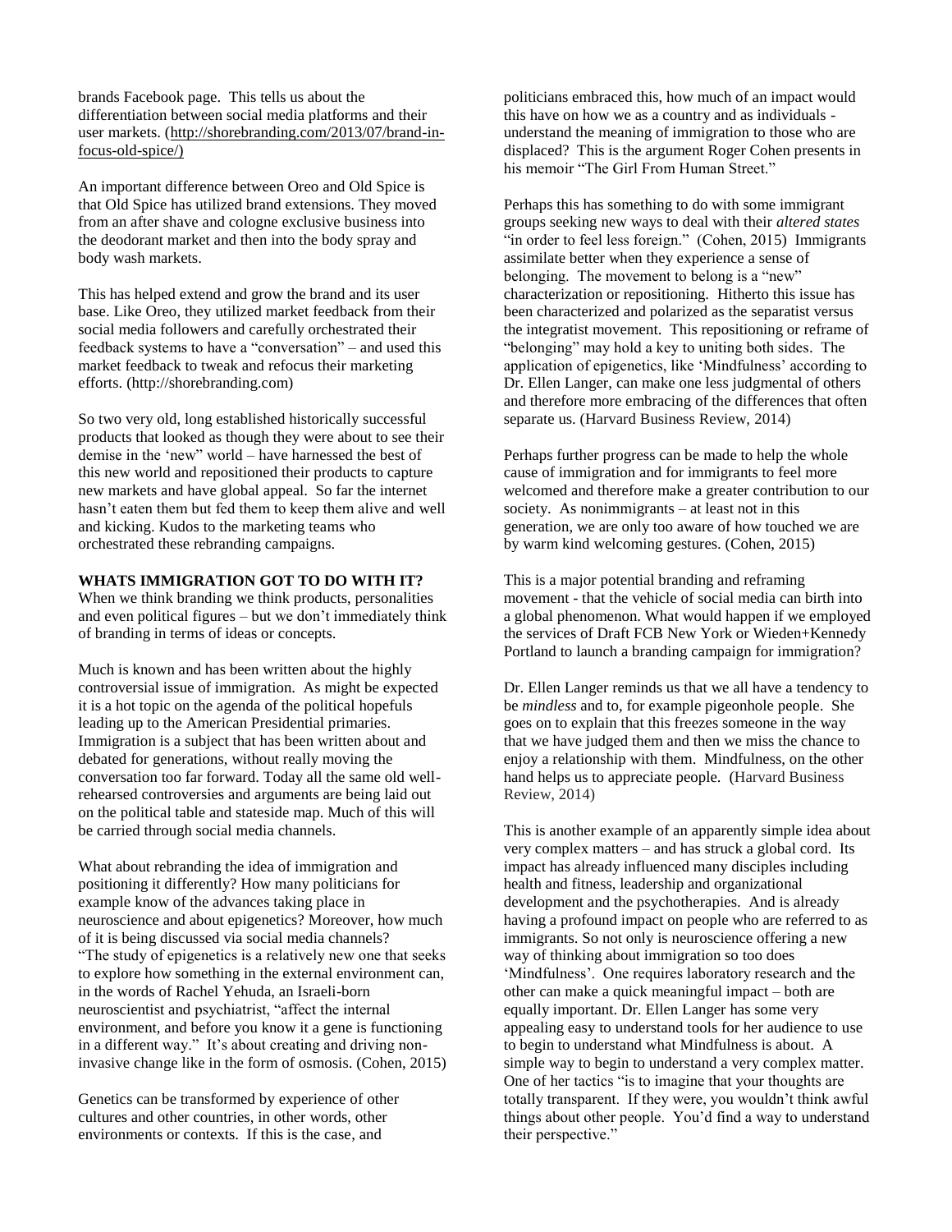brands Facebook page. This tells us about the differentiation between social media platforms and their user markets. (http://shorebranding.com/2013/07/brand-in-focus-old-spice/)

An important difference between Oreo and Old Spice is that Old Spice has utilized brand extensions. They moved from an after shave and cologne exclusive business into the deodorant market and then into the body spray and body wash markets.

This has helped extend and grow the brand and its user base. Like Oreo, they utilized market feedback from their social media followers and carefully orchestrated their feedback systems to have a "conversation" – and used this market feedback to tweak and refocus their marketing efforts. (http://shorebranding.com)

So two very old, long established historically successful products that looked as though they were about to see their demise in the 'new' world – have harnessed the best of this new world and repositioned their products to capture new markets and have global appeal. So far the internet hasn't eaten them but fed them to keep them alive and well and kicking. Kudos to the marketing teams who orchestrated these rebranding campaigns.

**WHATS IMMIGRATION GOT TO DO WITH IT?**

When we think branding we think products, personalities and even political figures – but we don't immediately think of branding in terms of ideas or concepts.

Much is known and has been written about the highly controversial issue of immigration. As might be expected it is a hot topic on the agenda of the political hopefuls leading up to the American Presidential primaries. Immigration is a subject that has been written about and debated for generations, without really moving the conversation too far forward. Today all the same old well-rehearsed controversies and arguments are being laid out on the political table and stateside map. Much of this will be carried through social media channels.

What about rebranding the idea of immigration and positioning it differently? How many politicians for example know of the advances taking place in neuroscience and about epigenetics? Moreover, how much of it is being discussed via social media channels? "The study of epigenetics is a relatively new one that seeks to explore how something in the external environment can, in the words of Rachel Yehuda, an Israeli-born neuroscientist and psychiatrist, "affect the internal environment, and before you know it a gene is functioning in a different way." It's about creating and driving non-invasive change like in the form of osmosis. (Cohen, 2015)

Genetics can be transformed by experience of other cultures and other countries, in other words, other environments or contexts. If this is the case, and politicians embraced this, how much of an impact would this have on how we as a country and as individuals - understand the meaning of immigration to those who are displaced? This is the argument Roger Cohen presents in his memoir "The Girl From Human Street."

Perhaps this has something to do with some immigrant groups seeking new ways to deal with their *altered states* "in order to feel less foreign." (Cohen, 2015) Immigrants assimilate better when they experience a sense of belonging. The movement to belong is a "new" characterization or repositioning. Hitherto this issue has been characterized and polarized as the separatist versus the integratist movement. This repositioning or reframe of "belonging" may hold a key to uniting both sides. The application of epigenetics, like 'Mindfulness' according to Dr. Ellen Langer, can make one less judgmental of others and therefore more embracing of the differences that often separate us. (Harvard Business Review, 2014)

Perhaps further progress can be made to help the whole cause of immigration and for immigrants to feel more welcomed and therefore make a greater contribution to our society. As nonimmigrants – at least not in this generation, we are only too aware of how touched we are by warm kind welcoming gestures. (Cohen, 2015)

This is a major potential branding and reframing movement - that the vehicle of social media can birth into a global phenomenon. What would happen if we employed the services of Draft FCB New York or Wieden+Kennedy Portland to launch a branding campaign for immigration?

Dr. Ellen Langer reminds us that we all have a tendency to be *mindless* and to, for example pigeonhole people. She goes on to explain that this freezes someone in the way that we have judged them and then we miss the chance to enjoy a relationship with them. Mindfulness, on the other hand helps us to appreciate people. (Harvard Business Review, 2014)

This is another example of an apparently simple idea about very complex matters – and has struck a global cord. Its impact has already influenced many disciples including health and fitness, leadership and organizational development and the psychotherapies. And is already having a profound impact on people who are referred to as immigrants. So not only is neuroscience offering a new way of thinking about immigration so too does 'Mindfulness'. One requires laboratory research and the other can make a quick meaningful impact – both are equally important. Dr. Ellen Langer has some very appealing easy to understand tools for her audience to use to begin to understand what Mindfulness is about. A simple way to begin to understand a very complex matter. One of her tactics "is to imagine that your thoughts are totally transparent. If they were, you wouldn't think awful things about other people. You'd find a way to understand their perspective."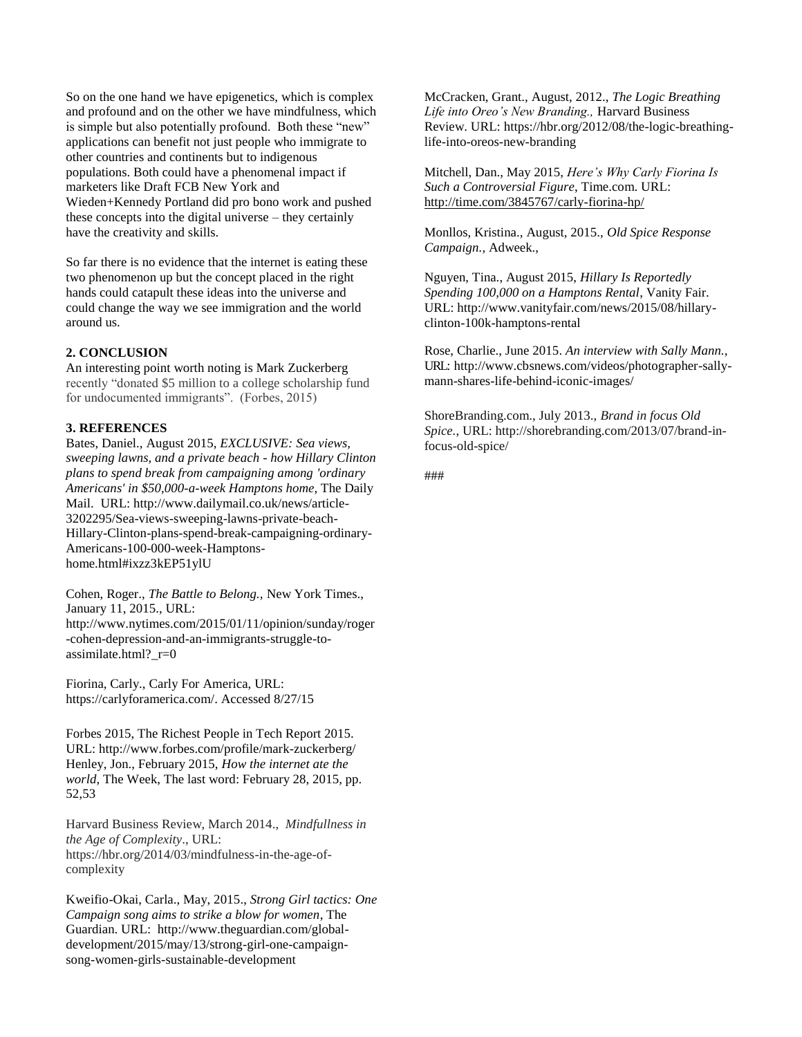So on the one hand we have epigenetics, which is complex and profound and on the other we have mindfulness, which is simple but also potentially profound. Both these "new" applications can benefit not just people who immigrate to other countries and continents but to indigenous populations. Both could have a phenomenal impact if marketers like Draft FCB New York and Wieden+Kennedy Portland did pro bono work and pushed these concepts into the digital universe – they certainly have the creativity and skills.

So far there is no evidence that the internet is eating these two phenomenon up but the concept placed in the right hands could catapult these ideas into the universe and could change the way we see immigration and the world around us.

## 2. CONCLUSION

An interesting point worth noting is Mark Zuckerberg recently "donated $5 million to a college scholarship fund for undocumented immigrants". (Forbes, 2015)

## 3. REFERENCES

Bates, Daniel., August 2015, *EXCLUSIVE: Sea views, sweeping lawns, and a private beach - how Hillary Clinton plans to spend break from campaigning among 'ordinary Americans' in $50,000-a-week Hamptons home,* The Daily Mail. URL: http://www.dailymail.co.uk/news/article-3202295/Sea-views-sweeping-lawns-private-beach-Hillary-Clinton-plans-spend-break-campaigning-ordinary-Americans-100-000-week-Hamptons-home.html#ixzz3kEP51ylU

Cohen, Roger., *The Battle to Belong.,* New York Times., January 11, 2015., URL: http://www.nytimes.com/2015/01/11/opinion/sunday/roger-cohen-depression-and-an-immigrants-struggle-to-assimilate.html?_r=0

Fiorina, Carly., Carly For America, URL: https://carlyforamerica.com/. Accessed 8/27/15

Forbes 2015, The Richest People in Tech Report 2015. URL: http://www.forbes.com/profile/mark-zuckerberg/

Henley, Jon., February 2015, *How the internet ate the world,* The Week, The last word: February 28, 2015, pp. 52,53

Harvard Business Review, March 2014., *Mindfullness in the Age of Complexity*., URL: https://hbr.org/2014/03/mindfulness-in-the-age-of-complexity

Kweifio-Okai, Carla., May, 2015., *Strong Girl tactics: One Campaign song aims to strike a blow for women*, The Guardian. URL: http://www.theguardian.com/global-development/2015/may/13/strong-girl-one-campaign-song-women-girls-sustainable-development

McCracken, Grant., August, 2012., *The Logic Breathing Life into Oreo's New Branding.,* Harvard Business Review. URL: https://hbr.org/2012/08/the-logic-breathing-life-into-oreos-new-branding

Mitchell, Dan., May 2015, *Here's Why Carly Fiorina Is Such a Controversial Figure*, Time.com. URL: http://time.com/3845767/carly-fiorina-hp/

Monllos, Kristina., August, 2015., *Old Spice Response Campaign.,* Adweek.,

Nguyen, Tina., August 2015, *Hillary Is Reportedly Spending 100,000 on a Hamptons Rental*, Vanity Fair. URL: http://www.vanityfair.com/news/2015/08/hillary-clinton-100k-hamptons-rental

Rose, Charlie., June 2015. *An interview with Sally Mann.,* URL: http://www.cbsnews.com/videos/photographer-sally-mann-shares-life-behind-iconic-images/

ShoreBranding.com., July 2013., *Brand in focus Old Spice.,* URL: http://shorebranding.com/2013/07/brand-in-focus-old-spice/

###